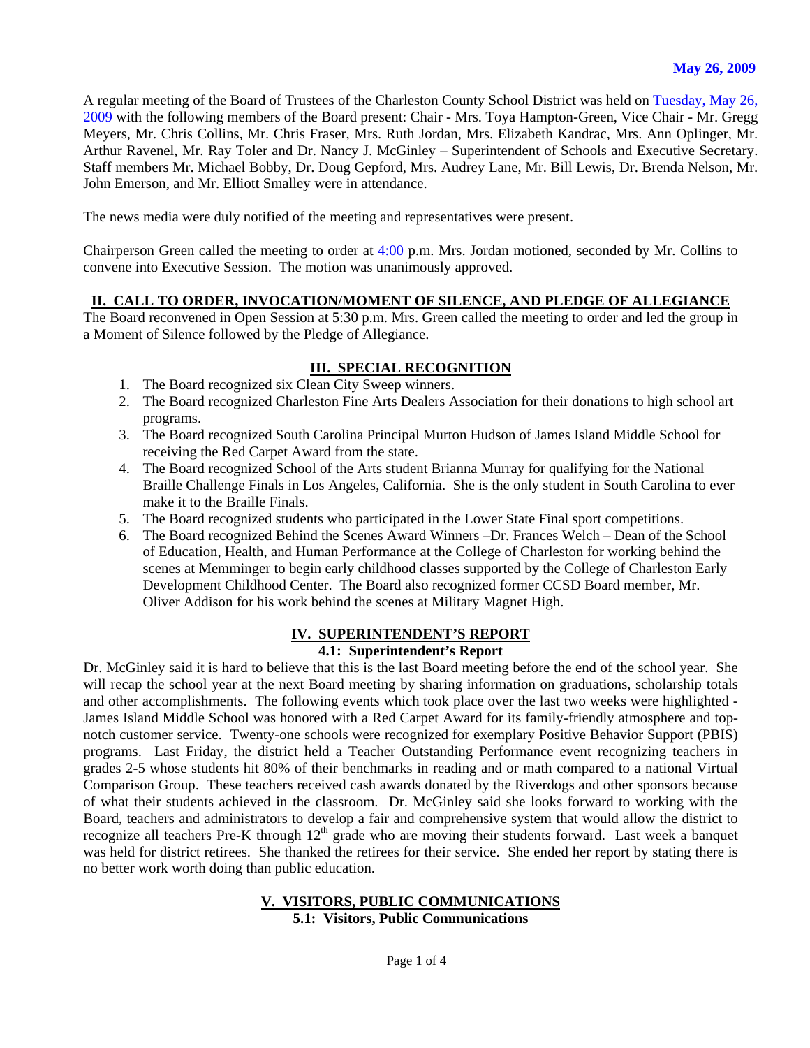**May 26, 2009**

A regular meeting of the Board of Trustees of the Charleston County School District was held on Tuesday, May 26, 2009 with the following members of the Board present: Chair - Mrs. Toya Hampton-Green, Vice Chair - Mr. Gregg Meyers, Mr. Chris Collins, Mr. Chris Fraser, Mrs. Ruth Jordan, Mrs. Elizabeth Kandrac, Mrs. Ann Oplinger, Mr. Arthur Ravenel, Mr. Ray Toler and Dr. Nancy J. McGinley – Superintendent of Schools and Executive Secretary. Staff members Mr. Michael Bobby, Dr. Doug Gepford, Mrs. Audrey Lane, Mr. Bill Lewis, Dr. Brenda Nelson, Mr. John Emerson, and Mr. Elliott Smalley were in attendance.

The news media were duly notified of the meeting and representatives were present.

Chairperson Green called the meeting to order at 4:00 p.m. Mrs. Jordan motioned, seconded by Mr. Collins to convene into Executive Session. The motion was unanimously approved.

## II. CALL TO ORDER, INVOCATION/MOMENT OF SILENCE, AND PLEDGE OF ALLEGIANCE

The Board reconvened in Open Session at 5:30 p.m. Mrs. Green called the meeting to order and led the group in a Moment of Silence followed by the Pledge of Allegiance.

## III. SPECIAL RECOGNITION

1. The Board recognized six Clean City Sweep winners.
2. The Board recognized Charleston Fine Arts Dealers Association for their donations to high school art programs.
3. The Board recognized South Carolina Principal Murton Hudson of James Island Middle School for receiving the Red Carpet Award from the state.
4. The Board recognized School of the Arts student Brianna Murray for qualifying for the National Braille Challenge Finals in Los Angeles, California. She is the only student in South Carolina to ever make it to the Braille Finals.
5. The Board recognized students who participated in the Lower State Final sport competitions.
6. The Board recognized Behind the Scenes Award Winners –Dr. Frances Welch – Dean of the School of Education, Health, and Human Performance at the College of Charleston for working behind the scenes at Memminger to begin early childhood classes supported by the College of Charleston Early Development Childhood Center. The Board also recognized former CCSD Board member, Mr. Oliver Addison for his work behind the scenes at Military Magnet High.

## IV. SUPERINTENDENT'S REPORT

### 4.1: Superintendent's Report

Dr. McGinley said it is hard to believe that this is the last Board meeting before the end of the school year. She will recap the school year at the next Board meeting by sharing information on graduations, scholarship totals and other accomplishments. The following events which took place over the last two weeks were highlighted - James Island Middle School was honored with a Red Carpet Award for its family-friendly atmosphere and top-notch customer service. Twenty-one schools were recognized for exemplary Positive Behavior Support (PBIS) programs. Last Friday, the district held a Teacher Outstanding Performance event recognizing teachers in grades 2-5 whose students hit 80% of their benchmarks in reading and or math compared to a national Virtual Comparison Group. These teachers received cash awards donated by the Riverdogs and other sponsors because of what their students achieved in the classroom. Dr. McGinley said she looks forward to working with the Board, teachers and administrators to develop a fair and comprehensive system that would allow the district to recognize all teachers Pre-K through 12th grade who are moving their students forward. Last week a banquet was held for district retirees. She thanked the retirees for their service. She ended her report by stating there is no better work worth doing than public education.

## V. VISITORS, PUBLIC COMMUNICATIONS

### 5.1: Visitors, Public Communications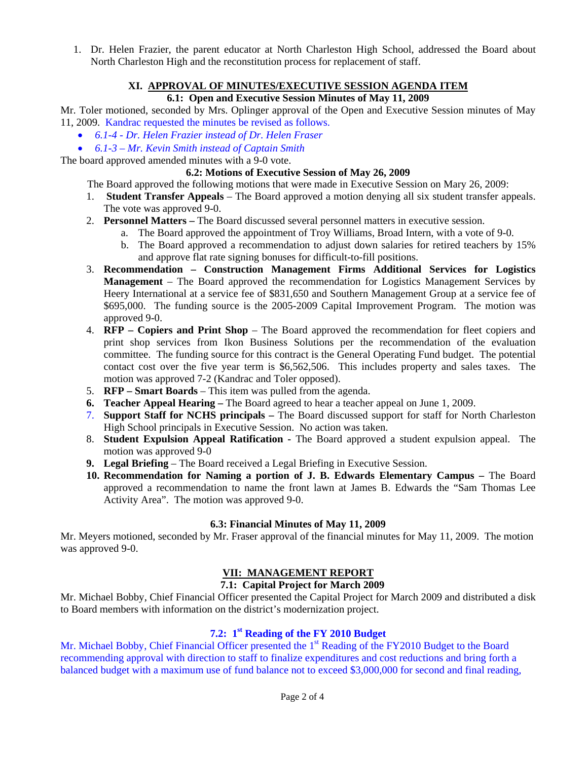1. Dr. Helen Frazier, the parent educator at North Charleston High School, addressed the Board about North Charleston High and the reconstitution process for replacement of staff.

## XI. APPROVAL OF MINUTES/EXECUTIVE SESSION AGENDA ITEM

### 6.1: Open and Executive Session Minutes of May 11, 2009

Mr. Toler motioned, seconded by Mrs. Oplinger approval of the Open and Executive Session minutes of May 11, 2009. Kandrac requested the minutes be revised as follows.

- *6.1-4 - Dr. Helen Frazier instead of Dr. Helen Fraser*
- *6.1-3 – Mr. Kevin Smith instead of Captain Smith*

The board approved amended minutes with a 9-0 vote.

### 6.2: Motions of Executive Session of May 26, 2009

The Board approved the following motions that were made in Executive Session on Mary 26, 2009:

1. **Student Transfer Appeals** – The Board approved a motion denying all six student transfer appeals. The vote was approved 9-0.
2. **Personnel Matters –** The Board discussed several personnel matters in executive session.
   a. The Board approved the appointment of Troy Williams, Broad Intern, with a vote of 9-0.
   b. The Board approved a recommendation to adjust down salaries for retired teachers by 15% and approve flat rate signing bonuses for difficult-to-fill positions.
3. **Recommendation – Construction Management Firms Additional Services for Logistics Management** – The Board approved the recommendation for Logistics Management Services by Heery International at a service fee of $831,650 and Southern Management Group at a service fee of $695,000. The funding source is the 2005-2009 Capital Improvement Program. The motion was approved 9-0.
4. **RFP – Copiers and Print Shop** – The Board approved the recommendation for fleet copiers and print shop services from Ikon Business Solutions per the recommendation of the evaluation committee. The funding source for this contract is the General Operating Fund budget. The potential contact cost over the five year term is $6,562,506. This includes property and sales taxes. The motion was approved 7-2 (Kandrac and Toler opposed).
5. **RFP – Smart Boards** – This item was pulled from the agenda.
6. **Teacher Appeal Hearing –** The Board agreed to hear a teacher appeal on June 1, 2009.
7. **Support Staff for NCHS principals –** The Board discussed support for staff for North Charleston High School principals in Executive Session. No action was taken.
8. **Student Expulsion Appeal Ratification -** The Board approved a student expulsion appeal. The motion was approved 9-0
9. **Legal Briefing** – The Board received a Legal Briefing in Executive Session.
10. **Recommendation for Naming a portion of J. B. Edwards Elementary Campus –** The Board approved a recommendation to name the front lawn at James B. Edwards the "Sam Thomas Lee Activity Area". The motion was approved 9-0.

### 6.3: Financial Minutes of May 11, 2009

Mr. Meyers motioned, seconded by Mr. Fraser approval of the financial minutes for May 11, 2009. The motion was approved 9-0.

## VII: MANAGEMENT REPORT

### 7.1: Capital Project for March 2009

Mr. Michael Bobby, Chief Financial Officer presented the Capital Project for March 2009 and distributed a disk to Board members with information on the district's modernization project.

### 7.2: 1st Reading of the FY 2010 Budget

Mr. Michael Bobby, Chief Financial Officer presented the 1st Reading of the FY2010 Budget to the Board recommending approval with direction to staff to finalize expenditures and cost reductions and bring forth a balanced budget with a maximum use of fund balance not to exceed $3,000,000 for second and final reading,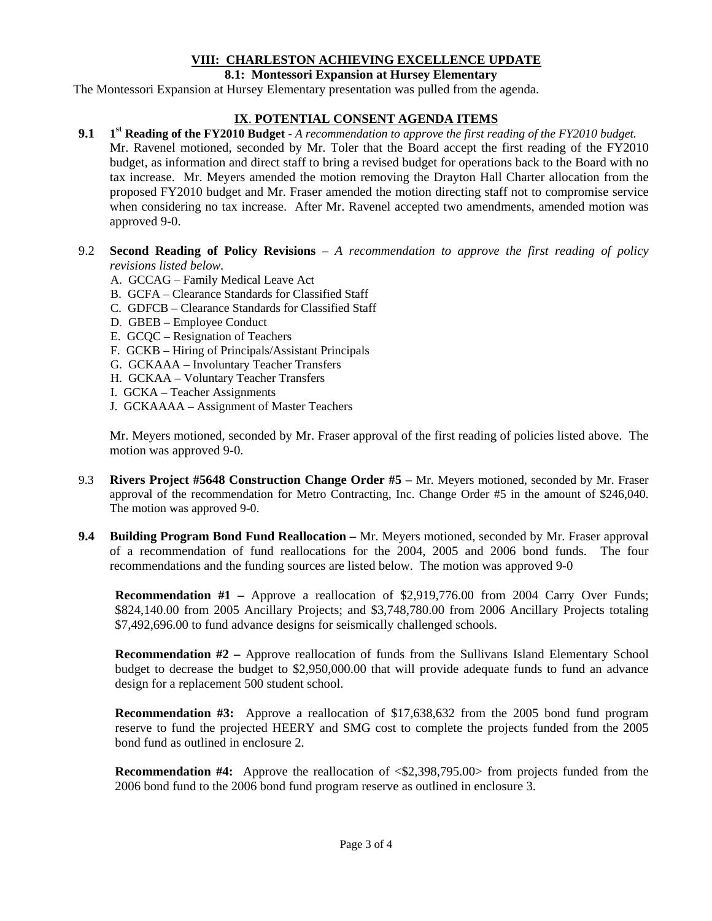## VIII: CHARLESTON ACHIEVING EXCELLENCE UPDATE

### 8.1: Montessori Expansion at Hursey Elementary

The Montessori Expansion at Hursey Elementary presentation was pulled from the agenda.

## IX. POTENTIAL CONSENT AGENDA ITEMS

**9.1 1st Reading of the FY2010 Budget -** *A recommendation to approve the first reading of the FY2010 budget.* Mr. Ravenel motioned, seconded by Mr. Toler that the Board accept the first reading of the FY2010 budget, as information and direct staff to bring a revised budget for operations back to the Board with no tax increase. Mr. Meyers amended the motion removing the Drayton Hall Charter allocation from the proposed FY2010 budget and Mr. Fraser amended the motion directing staff not to compromise service when considering no tax increase. After Mr. Ravenel accepted two amendments, amended motion was approved 9-0.

9.2 **Second Reading of Policy Revisions** – *A recommendation to approve the first reading of policy revisions listed below.*

A. GCCAG – Family Medical Leave Act
B. GCFA – Clearance Standards for Classified Staff
C. GDFCB – Clearance Standards for Classified Staff
D. GBEB – Employee Conduct
E. GCQC – Resignation of Teachers
F. GCKB – Hiring of Principals/Assistant Principals
G. GCKAAA – Involuntary Teacher Transfers
H. GCKAA – Voluntary Teacher Transfers
I. GCKA – Teacher Assignments
J. GCKAAAA – Assignment of Master Teachers

Mr. Meyers motioned, seconded by Mr. Fraser approval of the first reading of policies listed above. The motion was approved 9-0.

9.3 **Rivers Project #5648 Construction Change Order #5 –** Mr. Meyers motioned, seconded by Mr. Fraser approval of the recommendation for Metro Contracting, Inc. Change Order #5 in the amount of $246,040. The motion was approved 9-0.

**9.4 Building Program Bond Fund Reallocation –** Mr. Meyers motioned, seconded by Mr. Fraser approval of a recommendation of fund reallocations for the 2004, 2005 and 2006 bond funds. The four recommendations and the funding sources are listed below. The motion was approved 9-0

**Recommendation #1 –** Approve a reallocation of $2,919,776.00 from 2004 Carry Over Funds; $824,140.00 from 2005 Ancillary Projects; and $3,748,780.00 from 2006 Ancillary Projects totaling $7,492,696.00 to fund advance designs for seismically challenged schools.

**Recommendation #2 –** Approve reallocation of funds from the Sullivans Island Elementary School budget to decrease the budget to $2,950,000.00 that will provide adequate funds to fund an advance design for a replacement 500 student school.

**Recommendation #3:** Approve a reallocation of $17,638,632 from the 2005 bond fund program reserve to fund the projected HEERY and SMG cost to complete the projects funded from the 2005 bond fund as outlined in enclosure 2.

**Recommendation #4:** Approve the reallocation of <$2,398,795.00> from projects funded from the 2006 bond fund to the 2006 bond fund program reserve as outlined in enclosure 3.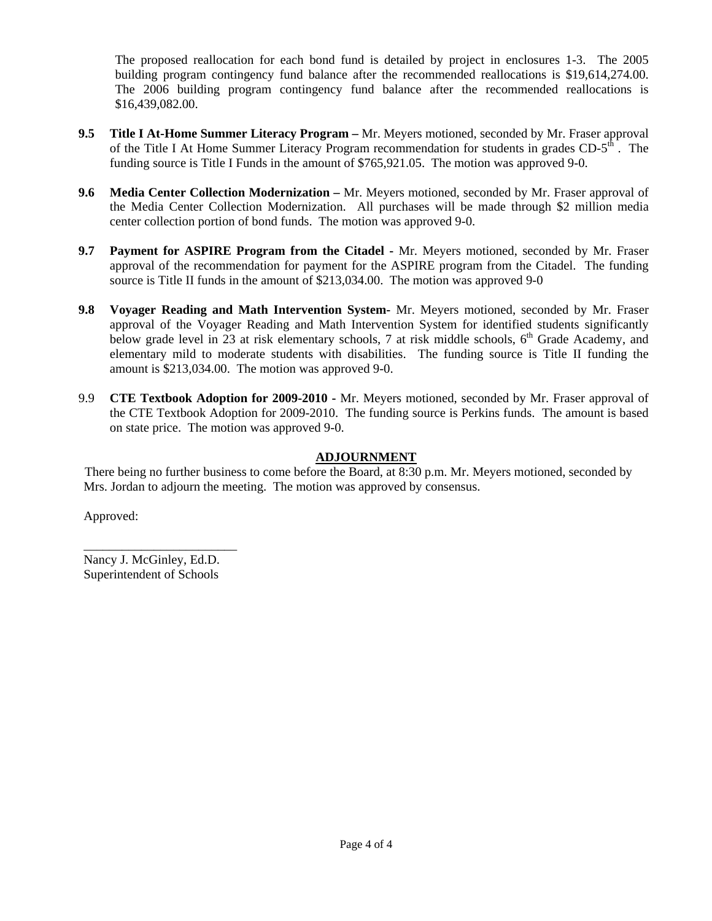The proposed reallocation for each bond fund is detailed by project in enclosures 1-3. The 2005 building program contingency fund balance after the recommended reallocations is $19,614,274.00. The 2006 building program contingency fund balance after the recommended reallocations is $16,439,082.00.

**9.5 Title I At-Home Summer Literacy Program –** Mr. Meyers motioned, seconded by Mr. Fraser approval of the Title I At Home Summer Literacy Program recommendation for students in grades CD-5th . The funding source is Title I Funds in the amount of $765,921.05. The motion was approved 9-0.

**9.6 Media Center Collection Modernization –** Mr. Meyers motioned, seconded by Mr. Fraser approval of the Media Center Collection Modernization. All purchases will be made through $2 million media center collection portion of bond funds. The motion was approved 9-0.

**9.7 Payment for ASPIRE Program from the Citadel -** Mr. Meyers motioned, seconded by Mr. Fraser approval of the recommendation for payment for the ASPIRE program from the Citadel. The funding source is Title II funds in the amount of $213,034.00. The motion was approved 9-0

**9.8 Voyager Reading and Math Intervention System-** Mr. Meyers motioned, seconded by Mr. Fraser approval of the Voyager Reading and Math Intervention System for identified students significantly below grade level in 23 at risk elementary schools, 7 at risk middle schools, 6th Grade Academy, and elementary mild to moderate students with disabilities. The funding source is Title II funding the amount is $213,034.00. The motion was approved 9-0.

9.9 **CTE Textbook Adoption for 2009-2010 -** Mr. Meyers motioned, seconded by Mr. Fraser approval of the CTE Textbook Adoption for 2009-2010. The funding source is Perkins funds. The amount is based on state price. The motion was approved 9-0.

## ADJOURNMENT

There being no further business to come before the Board, at 8:30 p.m. Mr. Meyers motioned, seconded by Mrs. Jordan to adjourn the meeting. The motion was approved by consensus.

Approved:

________________________

Nancy J. McGinley, Ed.D.
Superintendent of Schools